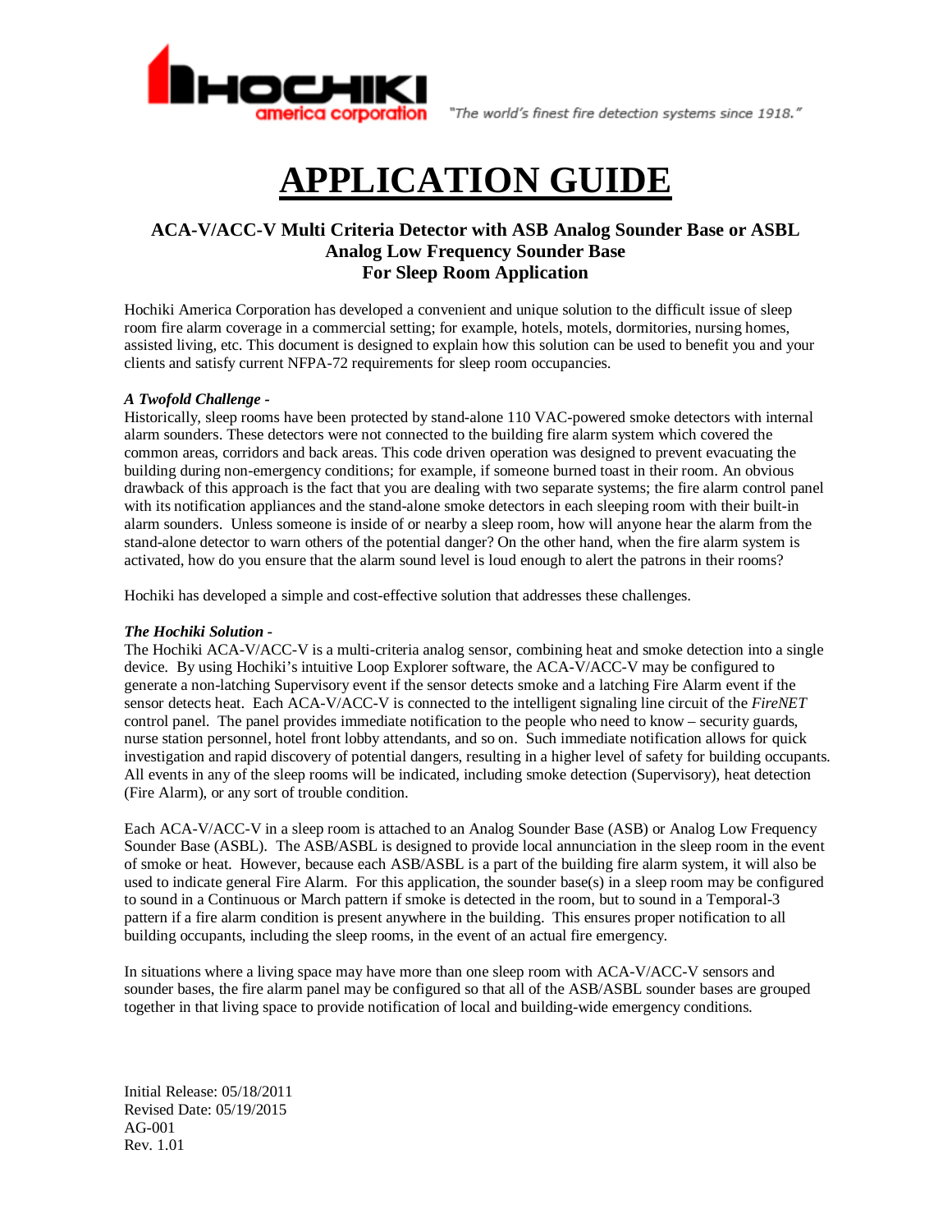HOCHIKI america corporation

"The world's finest fire detection systems since 1918."

# APPLICATION GUIDE

### ACA-V/ACC-V Multi Criteria Detector with ASB Analog Sounder Base or ASBL Analog Low Frequency Sounder Base For Sleep Room Application

Hochiki America Corporation has developed a convenient and unique solution to the difficult issue of sleep room fire alarm coverage in a commercial setting; for example, hotels, motels, dormitories, nursing homes, assisted living, etc. This document is designed to explain how this solution can be used to benefit you and your clients and satisfy current NFPA-72 requirements for sleep room occupancies.

***A Twofold Challenge -***

Historically, sleep rooms have been protected by stand-alone 110 VAC-powered smoke detectors with internal alarm sounders. These detectors were not connected to the building fire alarm system which covered the common areas, corridors and back areas. This code driven operation was designed to prevent evacuating the building during non-emergency conditions; for example, if someone burned toast in their room. An obvious drawback of this approach is the fact that you are dealing with two separate systems; the fire alarm control panel with its notification appliances and the stand-alone smoke detectors in each sleeping room with their built-in alarm sounders. Unless someone is inside of or nearby a sleep room, how will anyone hear the alarm from the stand-alone detector to warn others of the potential danger? On the other hand, when the fire alarm system is activated, how do you ensure that the alarm sound level is loud enough to alert the patrons in their rooms?

Hochiki has developed a simple and cost-effective solution that addresses these challenges.

***The Hochiki Solution -***

The Hochiki ACA-V/ACC-V is a multi-criteria analog sensor, combining heat and smoke detection into a single device. By using Hochiki's intuitive Loop Explorer software, the ACA-V/ACC-V may be configured to generate a non-latching Supervisory event if the sensor detects smoke and a latching Fire Alarm event if the sensor detects heat. Each ACA-V/ACC-V is connected to the intelligent signaling line circuit of the *FireNET* control panel. The panel provides immediate notification to the people who need to know – security guards, nurse station personnel, hotel front lobby attendants, and so on. Such immediate notification allows for quick investigation and rapid discovery of potential dangers, resulting in a higher level of safety for building occupants. All events in any of the sleep rooms will be indicated, including smoke detection (Supervisory), heat detection (Fire Alarm), or any sort of trouble condition.

Each ACA-V/ACC-V in a sleep room is attached to an Analog Sounder Base (ASB) or Analog Low Frequency Sounder Base (ASBL). The ASB/ASBL is designed to provide local annunciation in the sleep room in the event of smoke or heat. However, because each ASB/ASBL is a part of the building fire alarm system, it will also be used to indicate general Fire Alarm. For this application, the sounder base(s) in a sleep room may be configured to sound in a Continuous or March pattern if smoke is detected in the room, but to sound in a Temporal-3 pattern if a fire alarm condition is present anywhere in the building. This ensures proper notification to all building occupants, including the sleep rooms, in the event of an actual fire emergency.

In situations where a living space may have more than one sleep room with ACA-V/ACC-V sensors and sounder bases, the fire alarm panel may be configured so that all of the ASB/ASBL sounder bases are grouped together in that living space to provide notification of local and building-wide emergency conditions.

Initial Release: 05/18/2011
Revised Date: 05/19/2015
AG-001
Rev. 1.01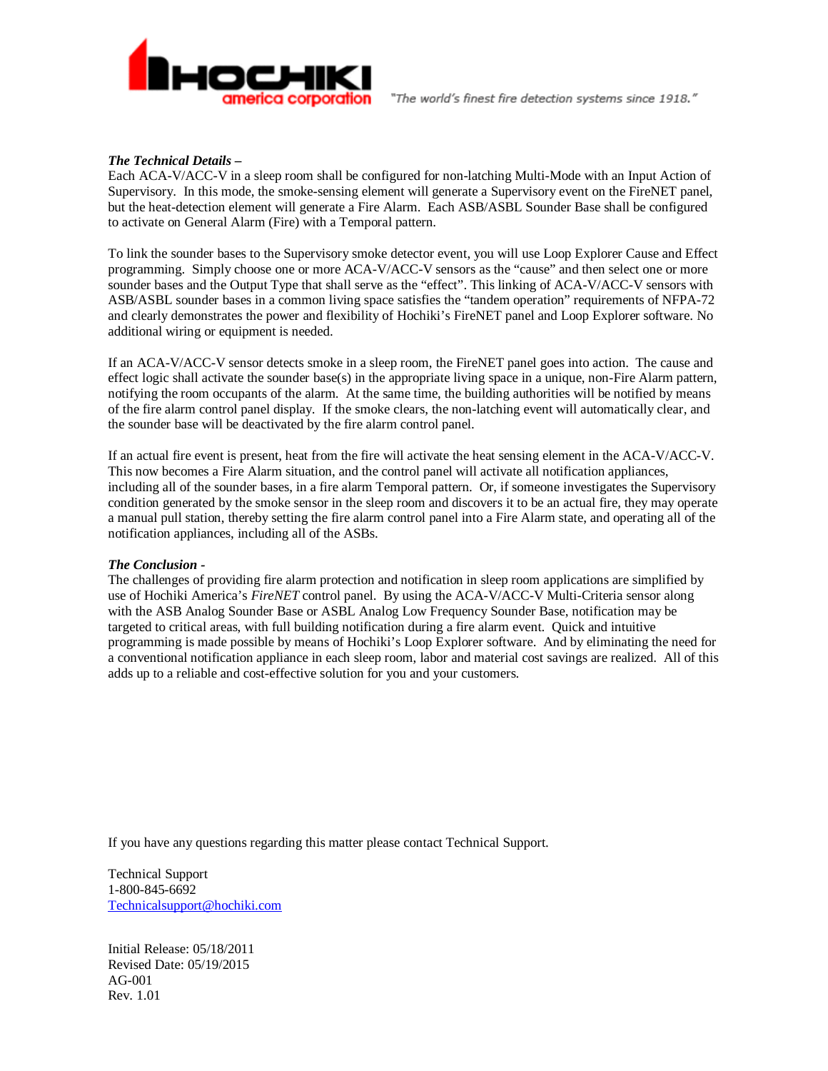***The Technical Details –***

Each ACA-V/ACC-V in a sleep room shall be configured for non-latching Multi-Mode with an Input Action of Supervisory. In this mode, the smoke-sensing element will generate a Supervisory event on the FireNET panel, but the heat-detection element will generate a Fire Alarm. Each ASB/ASBL Sounder Base shall be configured to activate on General Alarm (Fire) with a Temporal pattern.

To link the sounder bases to the Supervisory smoke detector event, you will use Loop Explorer Cause and Effect programming. Simply choose one or more ACA-V/ACC-V sensors as the "cause" and then select one or more sounder bases and the Output Type that shall serve as the "effect". This linking of ACA-V/ACC-V sensors with ASB/ASBL sounder bases in a common living space satisfies the "tandem operation" requirements of NFPA-72 and clearly demonstrates the power and flexibility of Hochiki's FireNET panel and Loop Explorer software. No additional wiring or equipment is needed.

If an ACA-V/ACC-V sensor detects smoke in a sleep room, the FireNET panel goes into action. The cause and effect logic shall activate the sounder base(s) in the appropriate living space in a unique, non-Fire Alarm pattern, notifying the room occupants of the alarm. At the same time, the building authorities will be notified by means of the fire alarm control panel display. If the smoke clears, the non-latching event will automatically clear, and the sounder base will be deactivated by the fire alarm control panel.

If an actual fire event is present, heat from the fire will activate the heat sensing element in the ACA-V/ACC-V. This now becomes a Fire Alarm situation, and the control panel will activate all notification appliances, including all of the sounder bases, in a fire alarm Temporal pattern. Or, if someone investigates the Supervisory condition generated by the smoke sensor in the sleep room and discovers it to be an actual fire, they may operate a manual pull station, thereby setting the fire alarm control panel into a Fire Alarm state, and operating all of the notification appliances, including all of the ASBs.

***The Conclusion -***

The challenges of providing fire alarm protection and notification in sleep room applications are simplified by use of Hochiki America's *FireNET* control panel. By using the ACA-V/ACC-V Multi-Criteria sensor along with the ASB Analog Sounder Base or ASBL Analog Low Frequency Sounder Base, notification may be targeted to critical areas, with full building notification during a fire alarm event. Quick and intuitive programming is made possible by means of Hochiki's Loop Explorer software. And by eliminating the need for a conventional notification appliance in each sleep room, labor and material cost savings are realized. All of this adds up to a reliable and cost-effective solution for you and your customers.

If you have any questions regarding this matter please contact Technical Support.

Technical Support
1-800-845-6692
Technicalsupport@hochiki.com

Initial Release: 05/18/2011
Revised Date: 05/19/2015
AG-001
Rev. 1.01